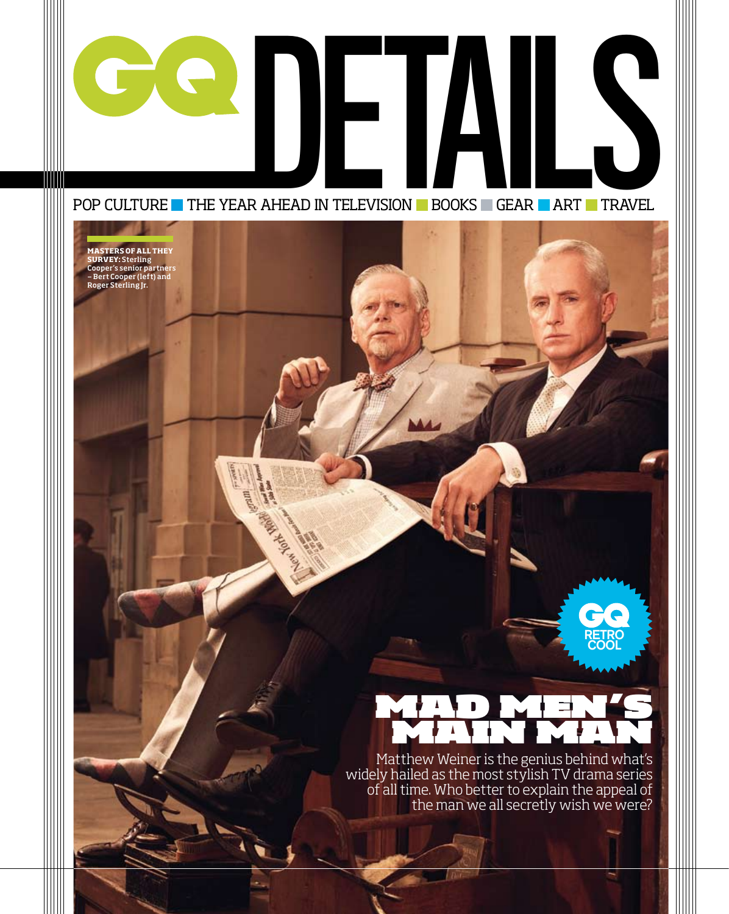# GQ DETAILS

POP CULTURE ■ THE YEAR AHEAD IN TELEVISION ■ BOOKS ■ GEAR ■ ART ■ TRAVEL

**MASTERS OF ALL THEY SURVEY:** Sterling Cooper's senior partners – Bert Cooper (left) and Roger Sterling Jr.

GQ RETRO COOL

## MAD MEN'S MAIN MAN

Matthew Weiner is the genius behind what's widely hailed as the most stylish TV drama series of all time. Who better to explain the appeal of the man we all secretly wish we were?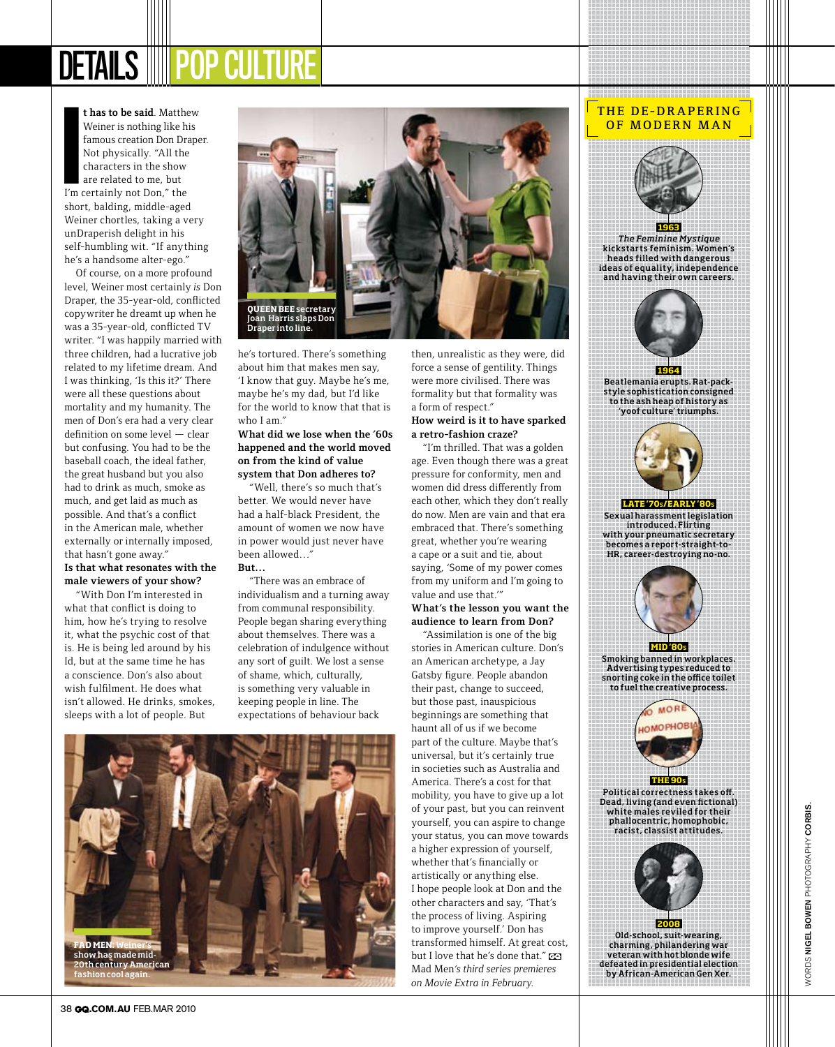# DETAILS | POP CULTURE

It has to be said. Matthew Weiner is nothing like his famous creation Don Draper. Not physically. "All the characters in the show are related to me, but I'm certainly not Don," the short, balding, middle-aged Weiner chortles, taking a very unDraperish delight in his self-humbling wit. "If anything he's a handsome alter-ego."

Of course, on a more profound level, Weiner most certainly *is* Don Draper, the 35-year-old, conflicted copywriter he dreamt up when he was a 35-year-old, conflicted TV writer. "I was happily married with three children, had a lucrative job related to my lifetime dream. And I was thinking, 'Is this it?' There were all these questions about mortality and my humanity. The men of Don's era had a very clear definition on some level — clear but confusing. You had to be the baseball coach, the ideal father, the great husband but you also had to drink as much, smoke as much, and get laid as much as possible. And that's a conflict in the American male, whether externally or internally imposed, that hasn't gone away."

**Is that what resonates with the male viewers of your show?**

"With Don I'm interested in what that conflict is doing to him, how he's trying to resolve it, what the psychic cost of that is. He is being led around by his Id, but at the same time he has a conscience. Don's also about wish fulfilment. He does what isn't allowed. He drinks, smokes, sleeps with a lot of people. But he's tortured. There's something about him that makes men say, 'I know that guy. Maybe he's me, maybe he's my dad, but I'd like for the world to know that that is who I am."

**What did we lose when the '60s happened and the world moved on from the kind of value system that Don adheres to?**

"Well, there's so much that's better. We would never have had a half-black President, the amount of women we now have in power would just never have been allowed…"

**But…**

"There was an embrace of individualism and a turning away from communal responsibility. People began sharing everything about themselves. There was a celebration of indulgence without any sort of guilt. We lost a sense of shame, which, culturally, is something very valuable in keeping people in line. The expectations of behaviour back then, unrealistic as they were, did force a sense of gentility. Things were more civilised. There was formality but that formality was a form of respect."

**How weird is it to have sparked a retro-fashion craze?**

"I'm thrilled. That was a golden age. Even though there was a great pressure for conformity, men and women did dress differently from each other, which they don't really do now. Men are vain and that era embraced that. There's something great, whether you're wearing a cape or a suit and tie, about saying, 'Some of my power comes from my uniform and I'm going to value and use that.'"

**What's the lesson you want the audience to learn from Don?**

"Assimilation is one of the big stories in American culture. Don's an American archetype, a Jay Gatsby figure. People abandon their past, change to succeed, but those past, inauspicious beginnings are something that haunt all of us if we become part of the culture. Maybe that's universal, but it's certainly true in societies such as Australia and America. There's a cost for that mobility, you have to give up a lot of your past, but you can reinvent yourself, you can aspire to change your status, you can move towards a higher expression of yourself, whether that's financially or artistically or anything else. I hope people look at Don and the other characters and say, 'That's the process of living. Aspiring to improve yourself.' Don has transformed himself. At great cost, but I love that he's done that."

*Mad Men's third series premieres on Movie Extra in February.*

**QUEEN BEE** secretary Joan Harris slaps Don Draper into line.

**FAD MEN:** Weiner's show has made mid-20th century American fashion cool again.

## THE DE-DRAPERING OF MODERN MAN

**1963**
*The Feminine Mystique* kickstarts feminism. Women's heads filled with dangerous ideas of equality, independence and having their own careers.

**1964**
Beatlemania erupts. Rat-pack-style sophistication consigned to the ash heap of history as 'yoof culture' triumphs.

**LATE '70s/EARLY '80s**
Sexual harassment legislation introduced. Flirting with your pneumatic secretary becomes a report-straight-to-HR, career-destroying no-no.

**MID '80s**
Smoking banned in workplaces. Advertising types reduced to snorting coke in the office toilet to fuel the creative process.

**THE 90s**
Political correctness takes off. Dead, living (and even fictional) white males reviled for their phallocentric, homophobic, racist, classist attitudes.

**2008**
Old-school, suit-wearing, charming, philandering war veteran with hot blonde wife defeated in presidential election by African-American Gen Xer.

WORDS NIGEL BOWEN PHOTOGRAPHY CORBIS.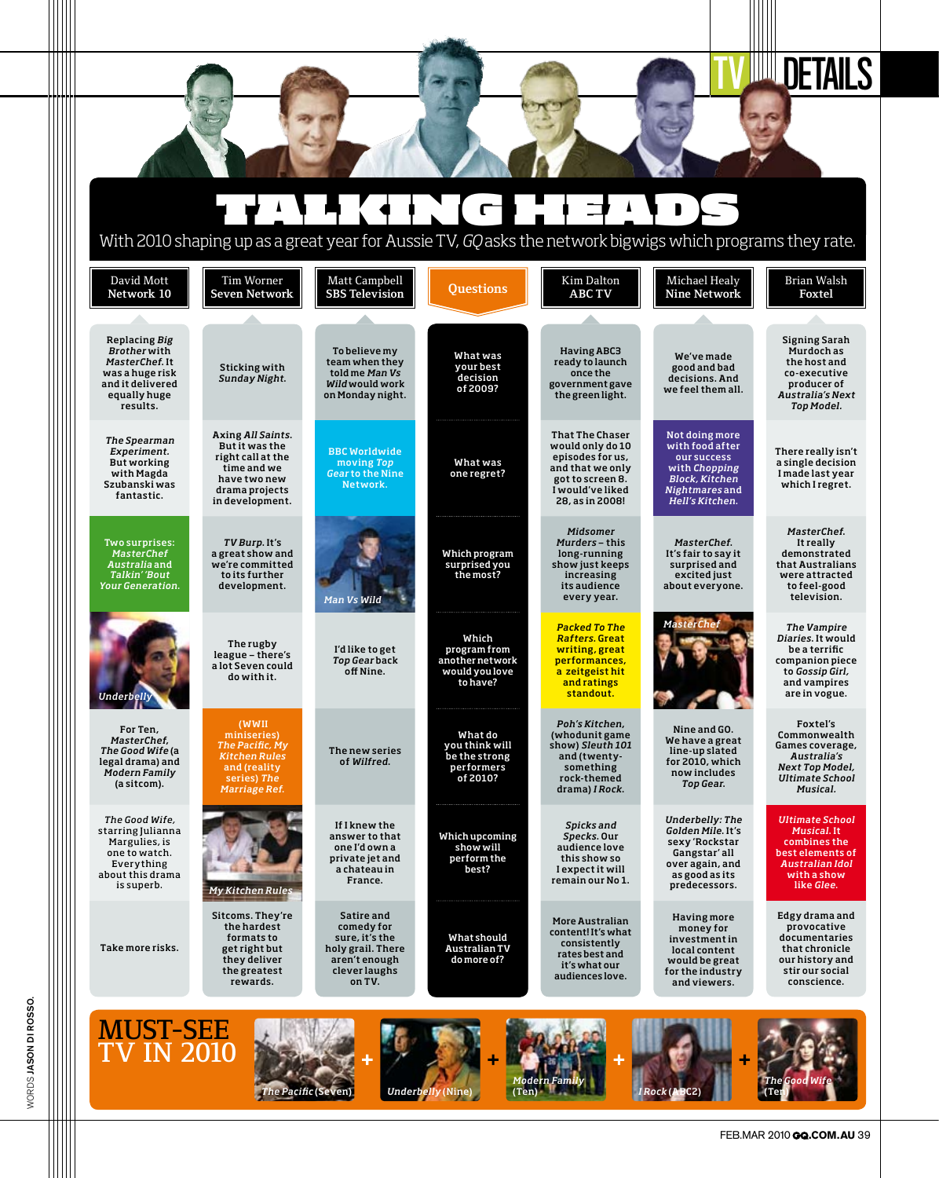TV DETAILS

# TALKING HEADS

With 2010 shaping up as a great year for Aussie TV, *GQ* asks the network bigwigs which programs they rate.

| David Mott Network 10 | Tim Worner Seven Network | Matt Campbell SBS Television | Questions | Kim Dalton ABC TV | Michael Healy Nine Network | Brian Walsh Foxtel |
|---|---|---|---|---|---|---|
| Replacing *Big Brother* with *MasterChef*. It was a huge risk and it delivered equally huge results. | Sticking with *Sunday Night*. | To believe my team when they told me *Man Vs Wild* would work on Monday night. | What was your best decision of 2009? | Having ABC3 ready to launch once the government gave the green light. | We've made good and bad decisions. And we feel them all. | Signing Sarah Murdoch as the host and co-executive producer of *Australia's Next Top Model*. |
| *The Spearman Experiment*. But working with Magda Szubanski was fantastic. | Axing *All Saints*. But it was the right call at the time and we have two new drama projects in development. | BBC Worldwide moving *Top Gear* to the Nine Network. | What was one regret? | That *The Chaser* would only do 10 episodes for us, and that we only got to screen 8. I would've liked 28, as in 2008! | Not doing more with food after our success with *Chopping Block*, *Kitchen Nightmares* and *Hell's Kitchen*. | There really isn't a single decision I made last year which I regret. |
| Two surprises: *MasterChef Australia* and *Talkin' 'Bout Your Generation*. | *TV Burp*. It's a great show and we're committed to its further development. | *Man Vs Wild* | Which program surprised you the most? | *Midsomer Murders* – this long-running show just keeps increasing its audience every year. | *MasterChef*. It's fair to say it surprised and excited just about everyone. | *MasterChef*. It really demonstrated that Australians were attracted to feel-good television. |
| *Underbelly* | The rugby league – there's a lot Seven could do with it. | I'd like to get *Top Gear* back off Nine. | Which program from another network would you love to have? | *Packed To The Rafters*. Great writing, great performances, a zeitgeist hit and ratings standout. | *MasterChef* | *The Vampire Diaries*. It would be a terrific companion piece to *Gossip Girl*, and vampires are in vogue. |
| For Ten, *MasterChef*, *The Good Wife* (a legal drama) and *Modern Family* (a sitcom). | (WWII miniseries) *The Pacific*, *My Kitchen Rules* and (reality series) *The Marriage Ref*. | The new series of *Wilfred*. | What do you think will be the strong performers of 2010? | *Poh's Kitchen*, (whodunit game show) *Sleuth 101* and (twenty-something rock-themed drama) *I Rock*. | Nine and GO. We have a great line-up slated for 2010, which now includes *Top Gear*. | Foxtel's Commonwealth Games coverage, *Australia's Next Top Model*, *Ultimate School Musical*. |
| *The Good Wife*, starring Julianna Margulies, is one to watch. Everything about this drama is superb. | *My Kitchen Rules* | If I knew the answer to that one I'd own a private jet and a chateau in France. | Which upcoming show will perform the best? | *Spicks and Specks*. Our audience love this show so I expect it will remain our No 1. | *Underbelly: The Golden Mile*. It's sexy 'Rockstar Gangstar' all over again, and as good as its predecessors. | *Ultimate School Musical*. It combines the best elements of *Australian Idol* with a show like *Glee*. |
| Take more risks. | Sitcoms. They're the hardest formats to get right but they deliver the greatest rewards. | Satire and comedy for sure, it's the holy grail. There aren't enough clever laughs on TV. | What should Australian TV do more of? | More Australian content! It's what consistently rates best and it's what our audiences love. | Having more money for investment in local content would be great for the industry and viewers. | Edgy drama and provocative documentaries that chronicle our history and stir our social conscience. |

## MUST-SEE TV IN 2010

*The Pacific* (Seven) + *Underbelly* (Nine) + *Modern Family* (Ten) + *I Rock* (ABC2) + *The Good Wife* (Ten)

WORDS JASON DI ROSSO.